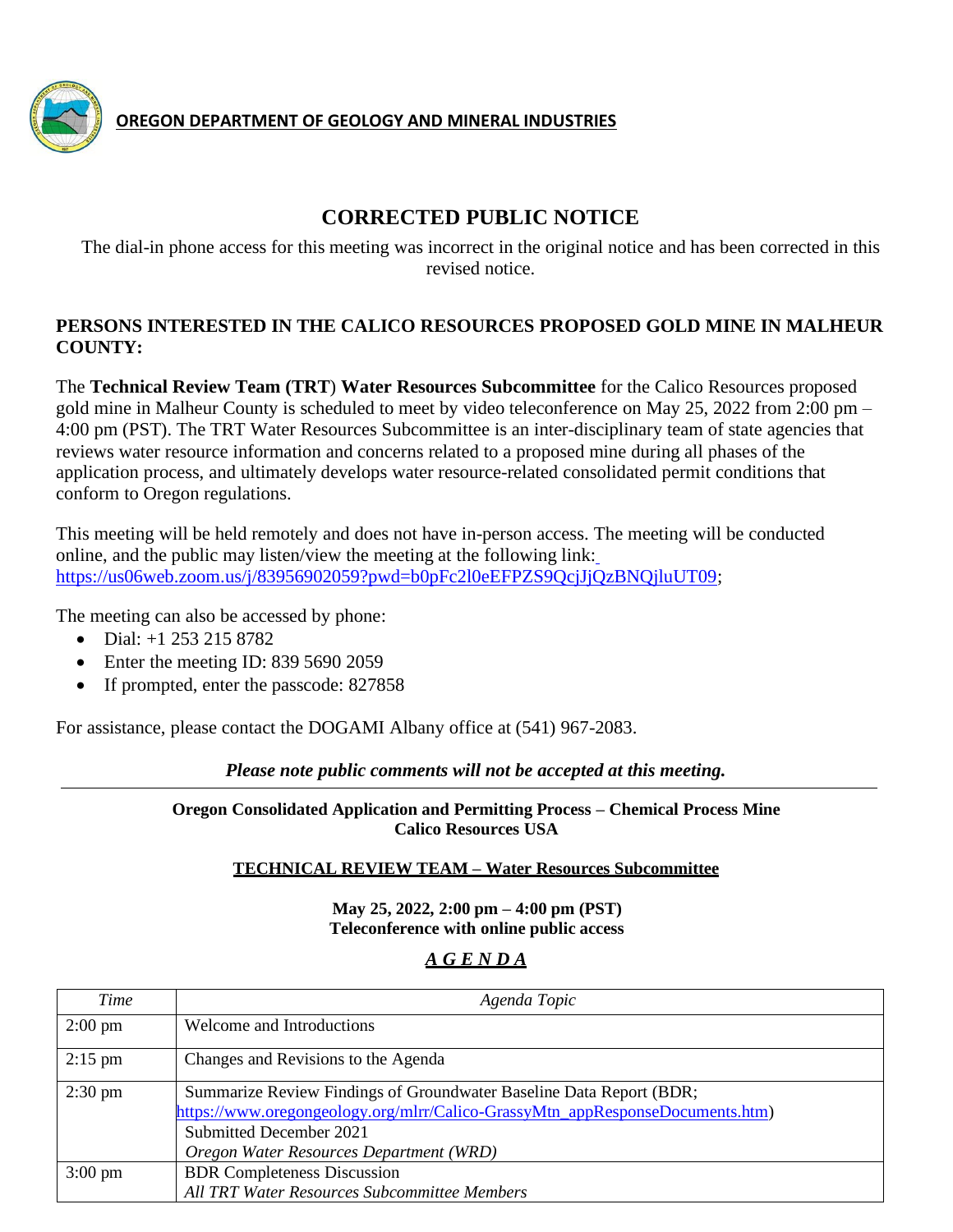**OREGON DEPARTMENT OF GEOLOGY AND MINERAL INDUSTRIES**

# CORRECTED PUBLIC NOTICE

The dial-in phone access for this meeting was incorrect in the original notice and has been corrected in this revised notice.

**PERSONS INTERESTED IN THE CALICO RESOURCES PROPOSED GOLD MINE IN MALHEUR COUNTY:**

The **Technical Review Team (TRT**) **Water Resources Subcommittee** for the Calico Resources proposed gold mine in Malheur County is scheduled to meet by video teleconference on May 25, 2022 from 2:00 pm – 4:00 pm (PST). The TRT Water Resources Subcommittee is an inter-disciplinary team of state agencies that reviews water resource information and concerns related to a proposed mine during all phases of the application process, and ultimately develops water resource-related consolidated permit conditions that conform to Oregon regulations.

This meeting will be held remotely and does not have in-person access. The meeting will be conducted online, and the public may listen/view the meeting at the following link: https://us06web.zoom.us/j/83956902059?pwd=b0pFc2l0eEFPZS9QcjJjQzBNQjluUT09;

The meeting can also be accessed by phone:

- Dial: +1 253 215 8782
- Enter the meeting ID: 839 5690 2059
- If prompted, enter the passcode: 827858

For assistance, please contact the DOGAMI Albany office at (541) 967-2083.

***Please note public comments will not be accepted at this meeting.***

---

**Oregon Consolidated Application and Permitting Process – Chemical Process Mine**
**Calico Resources USA**

**TECHNICAL REVIEW TEAM – Water Resources Subcommittee**

**May 25, 2022, 2:00 pm – 4:00 pm (PST)**
**Teleconference with online public access**

## *A G E N D A*

| *Time* | *Agenda Topic* |
| --- | --- |
| 2:00 pm | Welcome and Introductions |
| 2:15 pm | Changes and Revisions to the Agenda |
| 2:30 pm | Summarize Review Findings of Groundwater Baseline Data Report (BDR; https://www.oregongeology.org/mlrr/Calico-GrassyMtn_appResponseDocuments.htm) Submitted December 2021 *Oregon Water Resources Department (WRD)* |
| 3:00 pm | BDR Completeness Discussion *All TRT Water Resources Subcommittee Members* |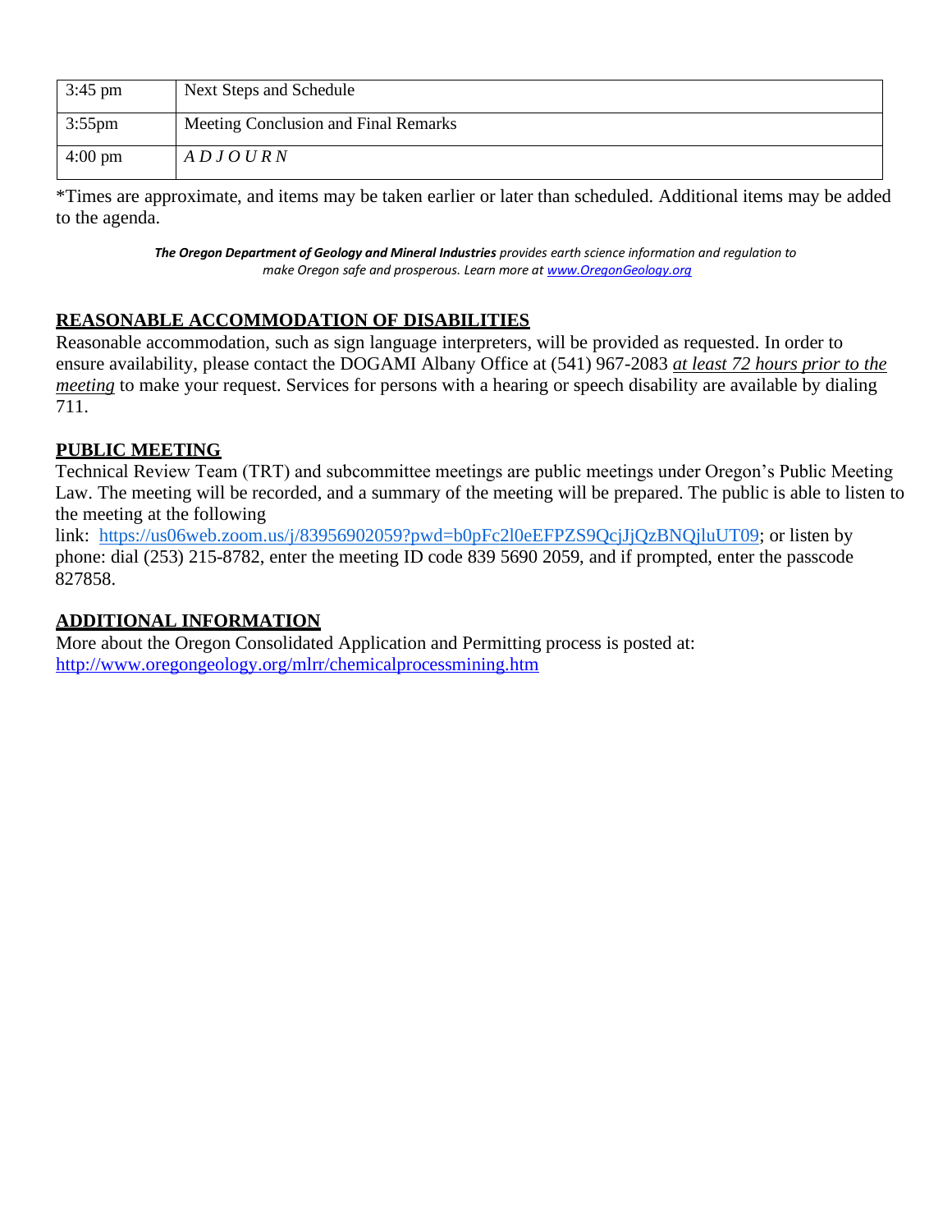| | |
|---|---|
| 3:45 pm | Next Steps and Schedule |
| 3:55pm | Meeting Conclusion and Final Remarks |
| 4:00 pm | *A D J O U R N* |

*Times are approximate, and items may be taken earlier or later than scheduled. Additional items may be added to the agenda.

***The Oregon Department of Geology and Mineral Industries*** *provides earth science information and regulation to make Oregon safe and prosperous. Learn more at [www.OregonGeology.org](www.OregonGeology.org)*

## REASONABLE ACCOMMODATION OF DISABILITIES

Reasonable accommodation, such as sign language interpreters, will be provided as requested. In order to ensure availability, please contact the DOGAMI Albany Office at (541) 967-2083 *at least 72 hours prior to the meeting* to make your request. Services for persons with a hearing or speech disability are available by dialing 711.

## PUBLIC MEETING

Technical Review Team (TRT) and subcommittee meetings are public meetings under Oregon's Public Meeting Law. The meeting will be recorded, and a summary of the meeting will be prepared. The public is able to listen to the meeting at the following link: https://us06web.zoom.us/j/83956902059?pwd=b0pFc2l0eEFPZS9QcjJjQzBNQjluUT09; or listen by phone: dial (253) 215-8782, enter the meeting ID code 839 5690 2059, and if prompted, enter the passcode 827858.

## ADDITIONAL INFORMATION

More about the Oregon Consolidated Application and Permitting process is posted at: http://www.oregongeology.org/mlrr/chemicalprocessmining.htm